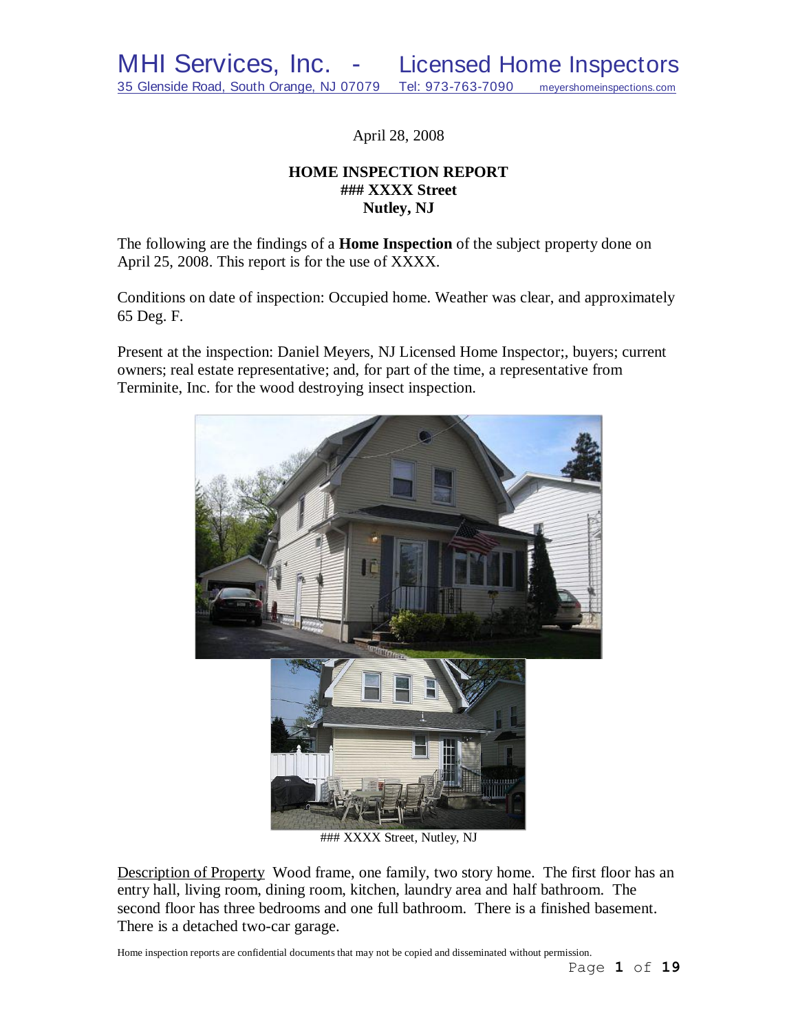MHI Services, Inc. - Licensed Home Inspectors
35 Glenside Road, South Orange, NJ 07079 Tel: 973-763-7090 meyershomeinspections.com

April 28, 2008

**HOME INSPECTION REPORT**
**### XXXX Street**
**Nutley, NJ**

The following are the findings of a **Home Inspection** of the subject property done on April 25, 2008. This report is for the use of XXXX.

Conditions on date of inspection: Occupied home. Weather was clear, and approximately 65 Deg. F.

Present at the inspection: Daniel Meyers, NJ Licensed Home Inspector;, buyers; current owners; real estate representative; and, for part of the time, a representative from Terminite, Inc. for the wood destroying insect inspection.

### XXXX Street, Nutley, NJ

Description of Property Wood frame, one family, two story home. The first floor has an entry hall, living room, dining room, kitchen, laundry area and half bathroom. The second floor has three bedrooms and one full bathroom. There is a finished basement. There is a detached two-car garage.

Home inspection reports are confidential documents that may not be copied and disseminated without permission.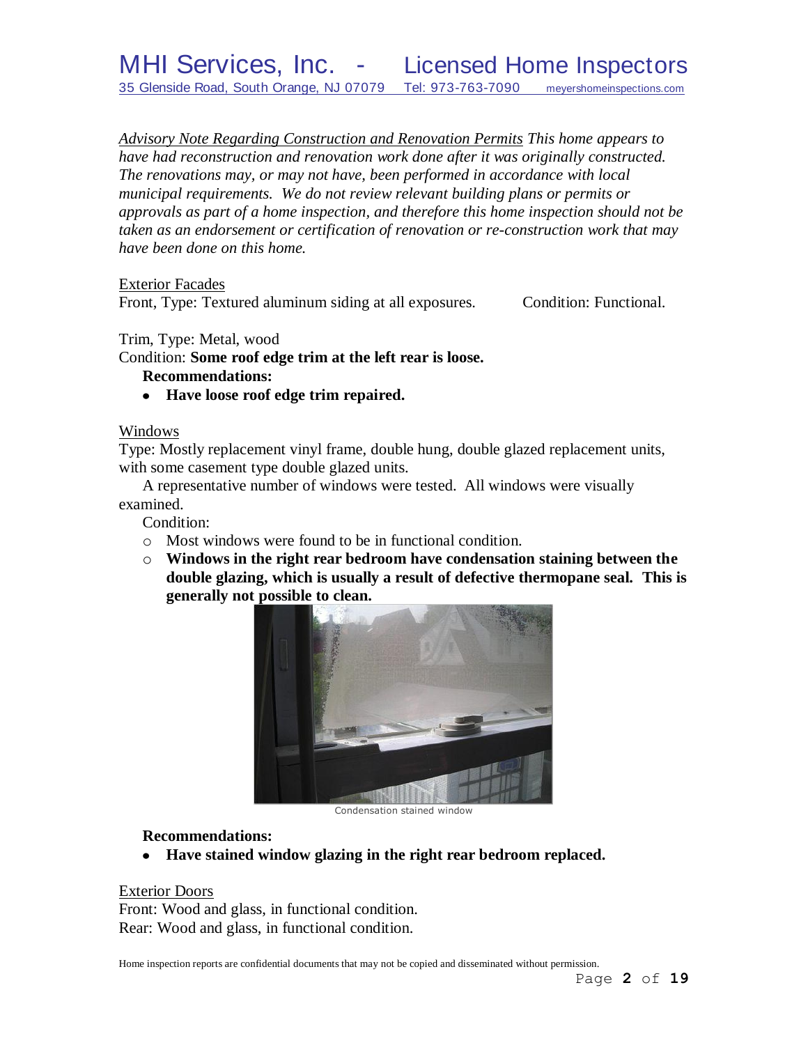*<u>Advisory Note Regarding Construction and Renovation Permits</u> This home appears to have had reconstruction and renovation work done after it was originally constructed. The renovations may, or may not have, been performed in accordance with local municipal requirements. We do not review relevant building plans or permits or approvals as part of a home inspection, and therefore this home inspection should not be taken as an endorsement or certification of renovation or re-construction work that may have been done on this home.*

<u>Exterior Facades</u>

Front, Type: Textured aluminum siding at all exposures. Condition: Functional.

Trim, Type: Metal, wood

Condition: **Some roof edge trim at the left rear is loose.**

**Recommendations:**

- **Have loose roof edge trim repaired.**

<u>Windows</u>

Type: Mostly replacement vinyl frame, double hung, double glazed replacement units, with some casement type double glazed units.

A representative number of windows were tested. All windows were visually examined.

Condition:

- Most windows were found to be in functional condition.
- **Windows in the right rear bedroom have condensation staining between the double glazing, which is usually a result of defective thermopane seal. This is generally not possible to clean.**

Condensation stained window

**Recommendations:**

- **Have stained window glazing in the right rear bedroom replaced.**

<u>Exterior Doors</u>

Front: Wood and glass, in functional condition.

Rear: Wood and glass, in functional condition.

Home inspection reports are confidential documents that may not be copied and disseminated without permission.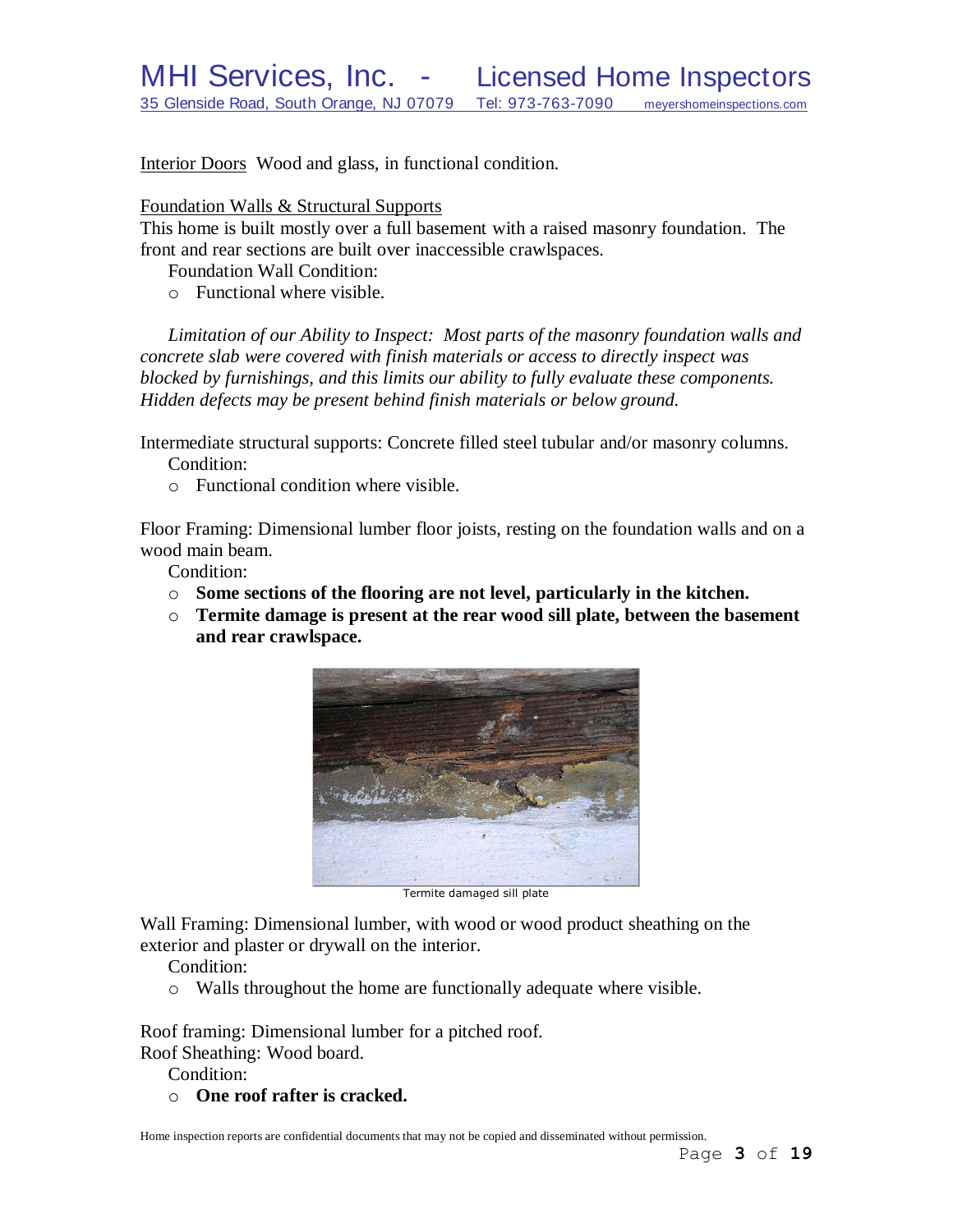Interior Doors Wood and glass, in functional condition.

Foundation Walls & Structural Supports

This home is built mostly over a full basement with a raised masonry foundation. The front and rear sections are built over inaccessible crawlspaces.

Foundation Wall Condition:

- Functional where visible.

*Limitation of our Ability to Inspect: Most parts of the masonry foundation walls and concrete slab were covered with finish materials or access to directly inspect was blocked by furnishings, and this limits our ability to fully evaluate these components. Hidden defects may be present behind finish materials or below ground.*

Intermediate structural supports: Concrete filled steel tubular and/or masonry columns.

Condition:

- Functional condition where visible.

Floor Framing: Dimensional lumber floor joists, resting on the foundation walls and on a wood main beam.

Condition:

- **Some sections of the flooring are not level, particularly in the kitchen.**
- **Termite damage is present at the rear wood sill plate, between the basement and rear crawlspace.**

Termite damaged sill plate

Wall Framing: Dimensional lumber, with wood or wood product sheathing on the exterior and plaster or drywall on the interior.

Condition:

- Walls throughout the home are functionally adequate where visible.

Roof framing: Dimensional lumber for a pitched roof.

Roof Sheathing: Wood board.

Condition:

- **One roof rafter is cracked.**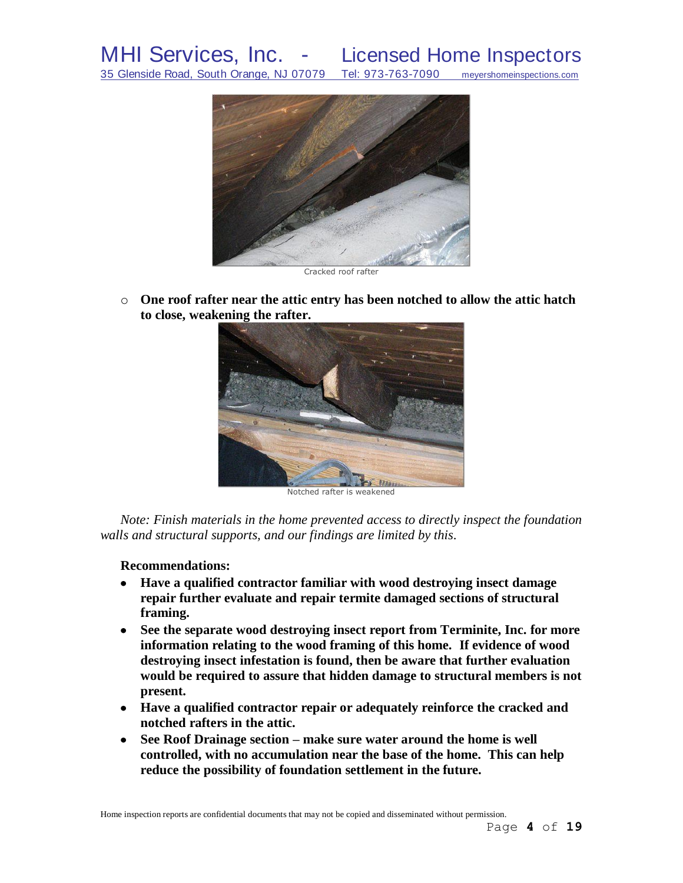Cracked roof rafter

- **One roof rafter near the attic entry has been notched to allow the attic hatch to close, weakening the rafter.**

Notched rafter is weakened

*Note: Finish materials in the home prevented access to directly inspect the foundation walls and structural supports, and our findings are limited by this.*

**Recommendations:**

- **Have a qualified contractor familiar with wood destroying insect damage repair further evaluate and repair termite damaged sections of structural framing.**
- **See the separate wood destroying insect report from Terminite, Inc. for more information relating to the wood framing of this home. If evidence of wood destroying insect infestation is found, then be aware that further evaluation would be required to assure that hidden damage to structural members is not present.**
- **Have a qualified contractor repair or adequately reinforce the cracked and notched rafters in the attic.**
- **See Roof Drainage section – make sure water around the home is well controlled, with no accumulation near the base of the home. This can help reduce the possibility of foundation settlement in the future.**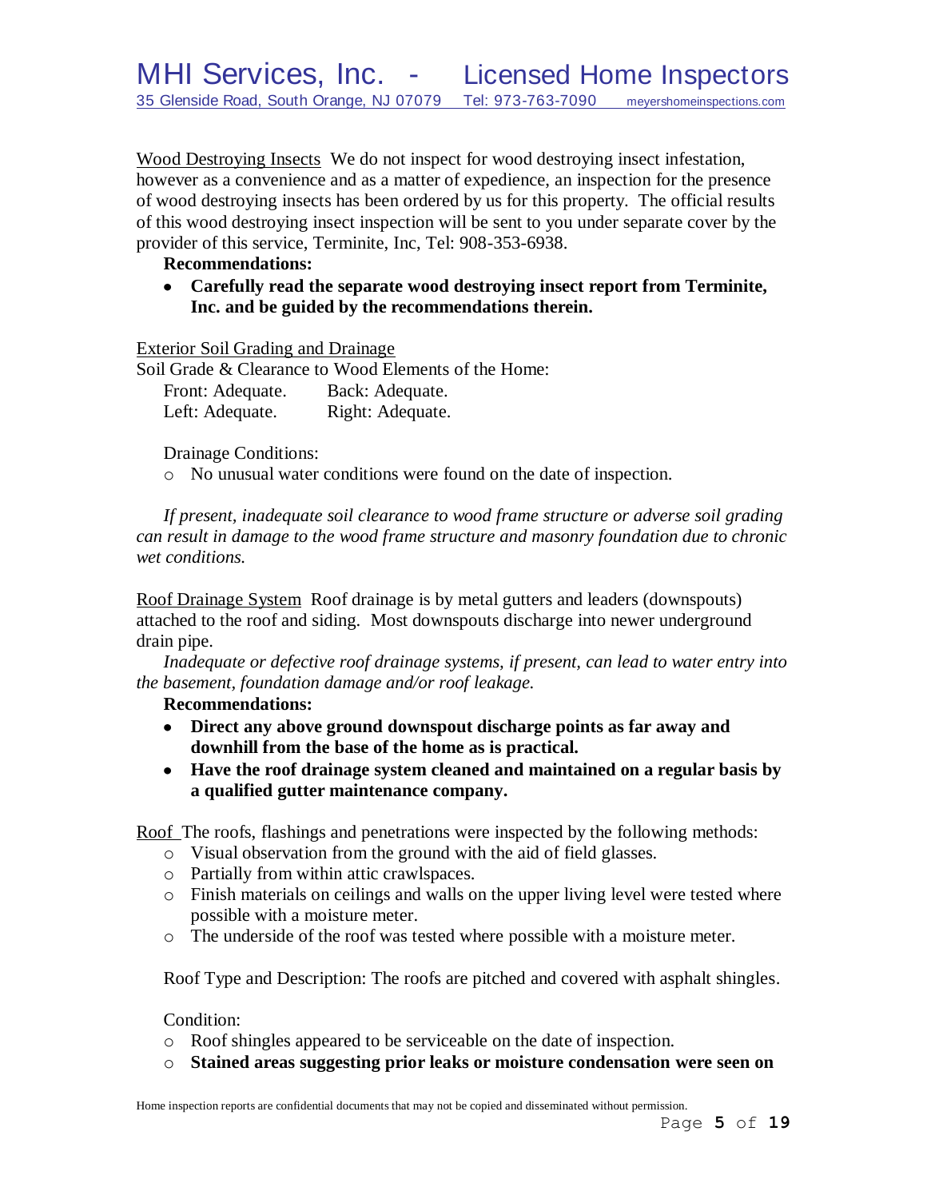Wood Destroying Insects We do not inspect for wood destroying insect infestation, however as a convenience and as a matter of expedience, an inspection for the presence of wood destroying insects has been ordered by us for this property. The official results of this wood destroying insect inspection will be sent to you under separate cover by the provider of this service, Terminite, Inc, Tel: 908-353-6938.

**Recommendations:**

- **Carefully read the separate wood destroying insect report from Terminite, Inc. and be guided by the recommendations therein.**

Exterior Soil Grading and Drainage

Soil Grade & Clearance to Wood Elements of the Home:

Front: Adequate. Back: Adequate.
Left: Adequate. Right: Adequate.

Drainage Conditions:

- No unusual water conditions were found on the date of inspection.

*If present, inadequate soil clearance to wood frame structure or adverse soil grading can result in damage to the wood frame structure and masonry foundation due to chronic wet conditions.*

Roof Drainage System Roof drainage is by metal gutters and leaders (downspouts) attached to the roof and siding. Most downspouts discharge into newer underground drain pipe.

*Inadequate or defective roof drainage systems, if present, can lead to water entry into the basement, foundation damage and/or roof leakage.*

**Recommendations:**

- **Direct any above ground downspout discharge points as far away and downhill from the base of the home as is practical.**
- **Have the roof drainage system cleaned and maintained on a regular basis by a qualified gutter maintenance company.**

Roof The roofs, flashings and penetrations were inspected by the following methods:

- Visual observation from the ground with the aid of field glasses.
- Partially from within attic crawlspaces.
- Finish materials on ceilings and walls on the upper living level were tested where possible with a moisture meter.
- The underside of the roof was tested where possible with a moisture meter.

Roof Type and Description: The roofs are pitched and covered with asphalt shingles.

Condition:

- Roof shingles appeared to be serviceable on the date of inspection.
- **Stained areas suggesting prior leaks or moisture condensation were seen on**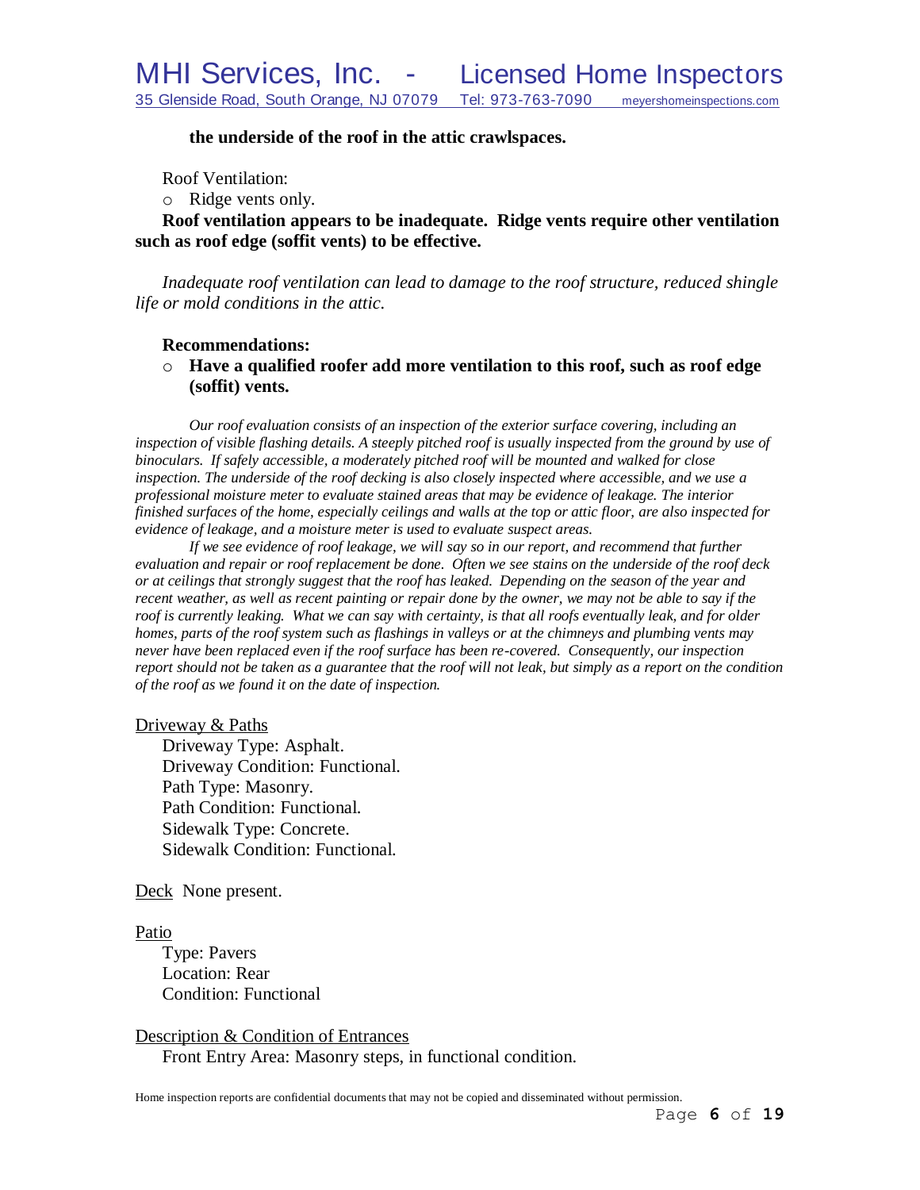**the underside of the roof in the attic crawlspaces.**

Roof Ventilation:

- Ridge vents only.

**Roof ventilation appears to be inadequate. Ridge vents require other ventilation such as roof edge (soffit vents) to be effective.**

*Inadequate roof ventilation can lead to damage to the roof structure, reduced shingle life or mold conditions in the attic.*

**Recommendations:**

- **Have a qualified roofer add more ventilation to this roof, such as roof edge (soffit) vents.**

*Our roof evaluation consists of an inspection of the exterior surface covering, including an inspection of visible flashing details. A steeply pitched roof is usually inspected from the ground by use of binoculars. If safely accessible, a moderately pitched roof will be mounted and walked for close inspection. The underside of the roof decking is also closely inspected where accessible, and we use a professional moisture meter to evaluate stained areas that may be evidence of leakage. The interior finished surfaces of the home, especially ceilings and walls at the top or attic floor, are also inspected for evidence of leakage, and a moisture meter is used to evaluate suspect areas.*

*If we see evidence of roof leakage, we will say so in our report, and recommend that further evaluation and repair or roof replacement be done. Often we see stains on the underside of the roof deck or at ceilings that strongly suggest that the roof has leaked. Depending on the season of the year and recent weather, as well as recent painting or repair done by the owner, we may not be able to say if the roof is currently leaking. What we can say with certainty, is that all roofs eventually leak, and for older homes, parts of the roof system such as flashings in valleys or at the chimneys and plumbing vents may never have been replaced even if the roof surface has been re-covered. Consequently, our inspection report should not be taken as a guarantee that the roof will not leak, but simply as a report on the condition of the roof as we found it on the date of inspection.*

Driveway & Paths

Driveway Type: Asphalt.
Driveway Condition: Functional.
Path Type: Masonry.
Path Condition: Functional.
Sidewalk Type: Concrete.
Sidewalk Condition: Functional.

Deck None present.

Patio

Type: Pavers
Location: Rear
Condition: Functional

Description & Condition of Entrances

Front Entry Area: Masonry steps, in functional condition.

Home inspection reports are confidential documents that may not be copied and disseminated without permission.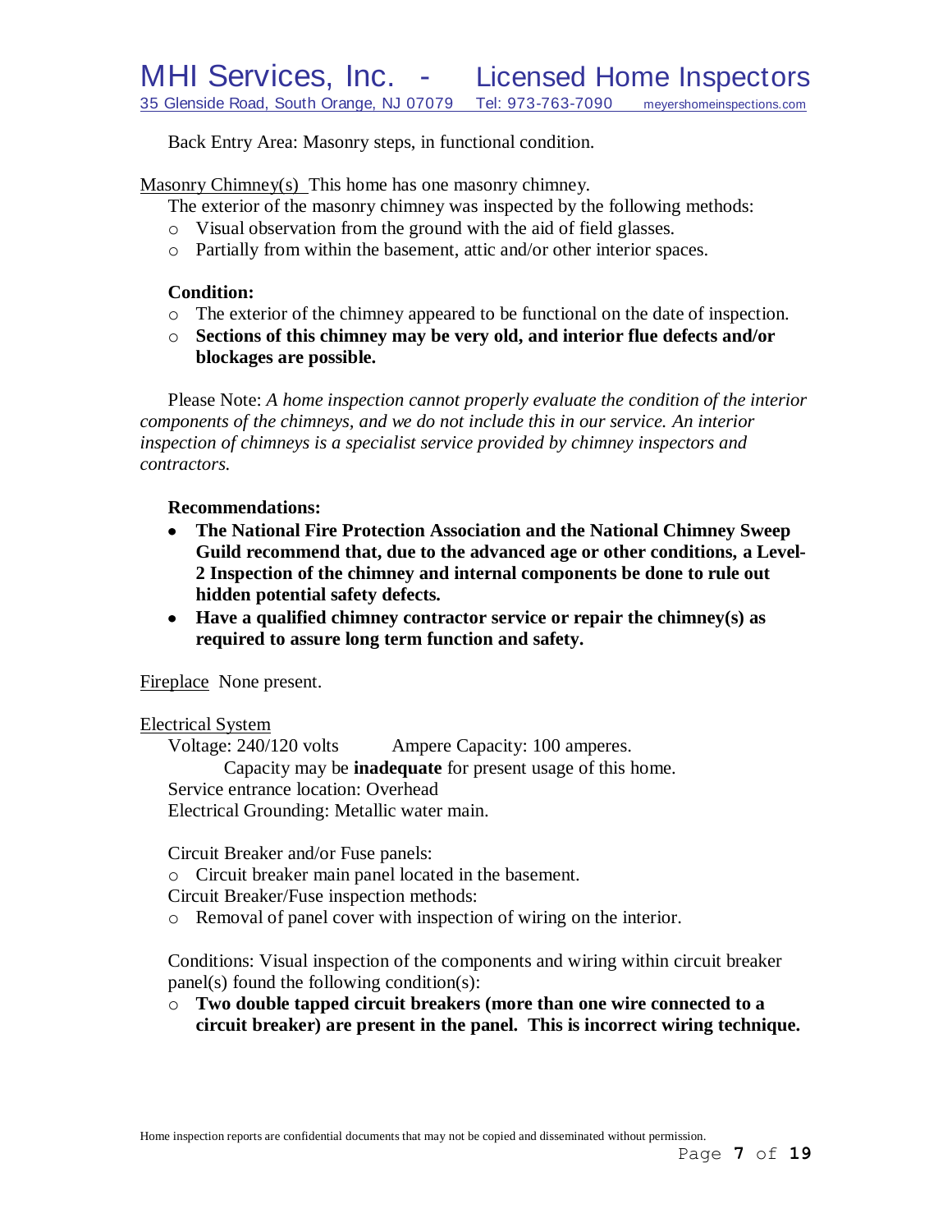Back Entry Area: Masonry steps, in functional condition.

Masonry Chimney(s) This home has one masonry chimney.

The exterior of the masonry chimney was inspected by the following methods:

- Visual observation from the ground with the aid of field glasses.
- Partially from within the basement, attic and/or other interior spaces.

**Condition:**

- The exterior of the chimney appeared to be functional on the date of inspection.
- **Sections of this chimney may be very old, and interior flue defects and/or blockages are possible.**

Please Note: *A home inspection cannot properly evaluate the condition of the interior components of the chimneys, and we do not include this in our service. An interior inspection of chimneys is a specialist service provided by chimney inspectors and contractors.*

**Recommendations:**

- **The National Fire Protection Association and the National Chimney Sweep Guild recommend that, due to the advanced age or other conditions, a Level-2 Inspection of the chimney and internal components be done to rule out hidden potential safety defects.**
- **Have a qualified chimney contractor service or repair the chimney(s) as required to assure long term function and safety.**

Fireplace None present.

Electrical System

Voltage: 240/120 volts Ampere Capacity: 100 amperes.

Capacity may be **inadequate** for present usage of this home.

Service entrance location: Overhead

Electrical Grounding: Metallic water main.

Circuit Breaker and/or Fuse panels:

- Circuit breaker main panel located in the basement.

Circuit Breaker/Fuse inspection methods:

- Removal of panel cover with inspection of wiring on the interior.

Conditions: Visual inspection of the components and wiring within circuit breaker panel(s) found the following condition(s):

- **Two double tapped circuit breakers (more than one wire connected to a circuit breaker) are present in the panel. This is incorrect wiring technique.**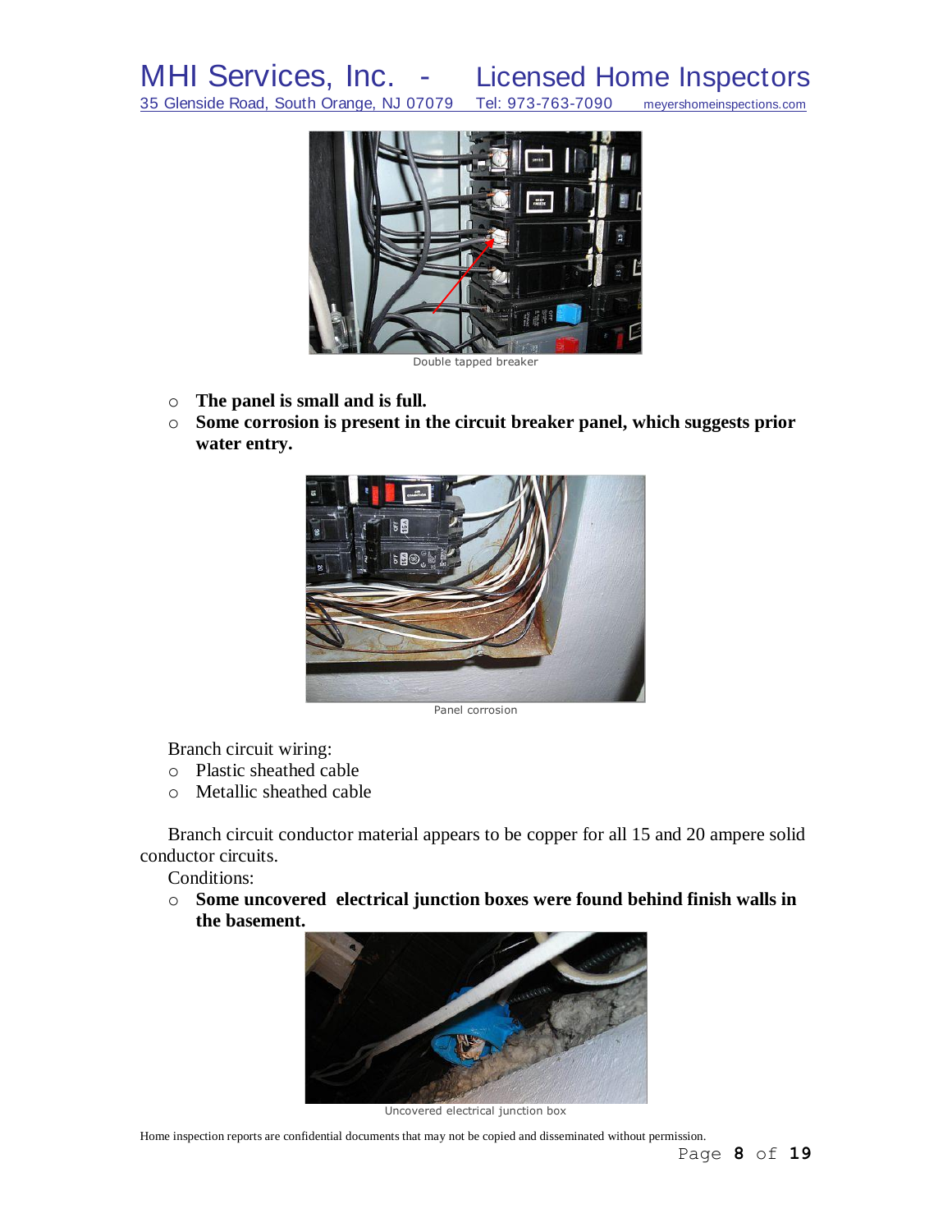Double tapped breaker

- **The panel is small and is full.**
- **Some corrosion is present in the circuit breaker panel, which suggests prior water entry.**

Panel corrosion

Branch circuit wiring:

- Plastic sheathed cable
- Metallic sheathed cable

Branch circuit conductor material appears to be copper for all 15 and 20 ampere solid conductor circuits.

Conditions:

- **Some uncovered electrical junction boxes were found behind finish walls in the basement.**

Uncovered electrical junction box

Home inspection reports are confidential documents that may not be copied and disseminated without permission.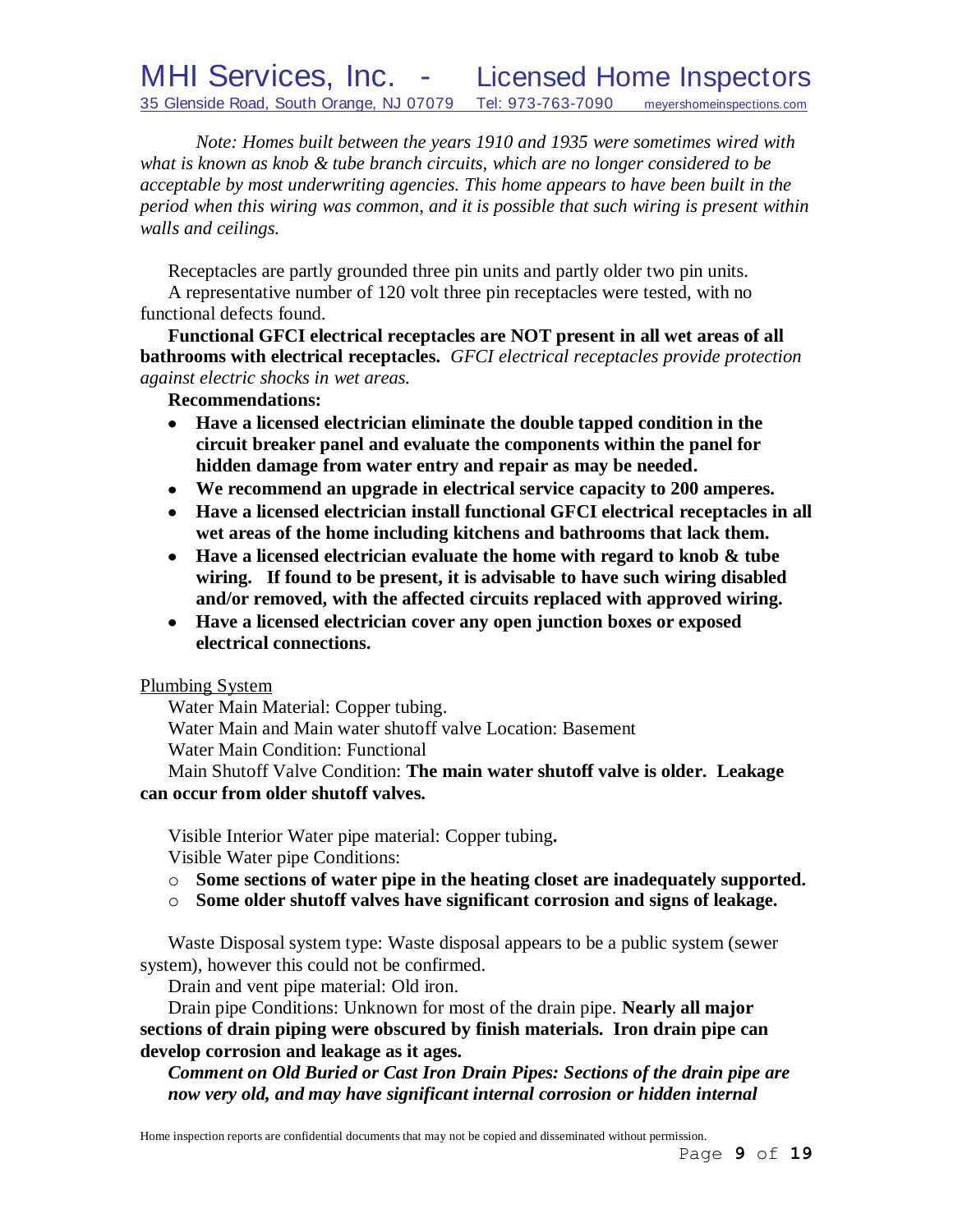*Note: Homes built between the years 1910 and 1935 were sometimes wired with what is known as knob & tube branch circuits, which are no longer considered to be acceptable by most underwriting agencies. This home appears to have been built in the period when this wiring was common, and it is possible that such wiring is present within walls and ceilings.*

Receptacles are partly grounded three pin units and partly older two pin units.

A representative number of 120 volt three pin receptacles were tested, with no functional defects found.

**Functional GFCI electrical receptacles are NOT present in all wet areas of all bathrooms with electrical receptacles.** *GFCI electrical receptacles provide protection against electric shocks in wet areas.*

**Recommendations:**

- **Have a licensed electrician eliminate the double tapped condition in the circuit breaker panel and evaluate the components within the panel for hidden damage from water entry and repair as may be needed.**
- **We recommend an upgrade in electrical service capacity to 200 amperes.**
- **Have a licensed electrician install functional GFCI electrical receptacles in all wet areas of the home including kitchens and bathrooms that lack them.**
- **Have a licensed electrician evaluate the home with regard to knob & tube wiring. If found to be present, it is advisable to have such wiring disabled and/or removed, with the affected circuits replaced with approved wiring.**
- **Have a licensed electrician cover any open junction boxes or exposed electrical connections.**

Plumbing System

Water Main Material: Copper tubing.

Water Main and Main water shutoff valve Location: Basement

Water Main Condition: Functional

Main Shutoff Valve Condition: **The main water shutoff valve is older. Leakage can occur from older shutoff valves.**

Visible Interior Water pipe material: Copper tubing**.**

Visible Water pipe Conditions:

- **Some sections of water pipe in the heating closet are inadequately supported.**
- **Some older shutoff valves have significant corrosion and signs of leakage.**

Waste Disposal system type: Waste disposal appears to be a public system (sewer system), however this could not be confirmed.

Drain and vent pipe material: Old iron.

Drain pipe Conditions: Unknown for most of the drain pipe. **Nearly all major sections of drain piping were obscured by finish materials. Iron drain pipe can develop corrosion and leakage as it ages.**

***Comment on Old Buried or Cast Iron Drain Pipes: Sections of the drain pipe are now very old, and may have significant internal corrosion or hidden internal***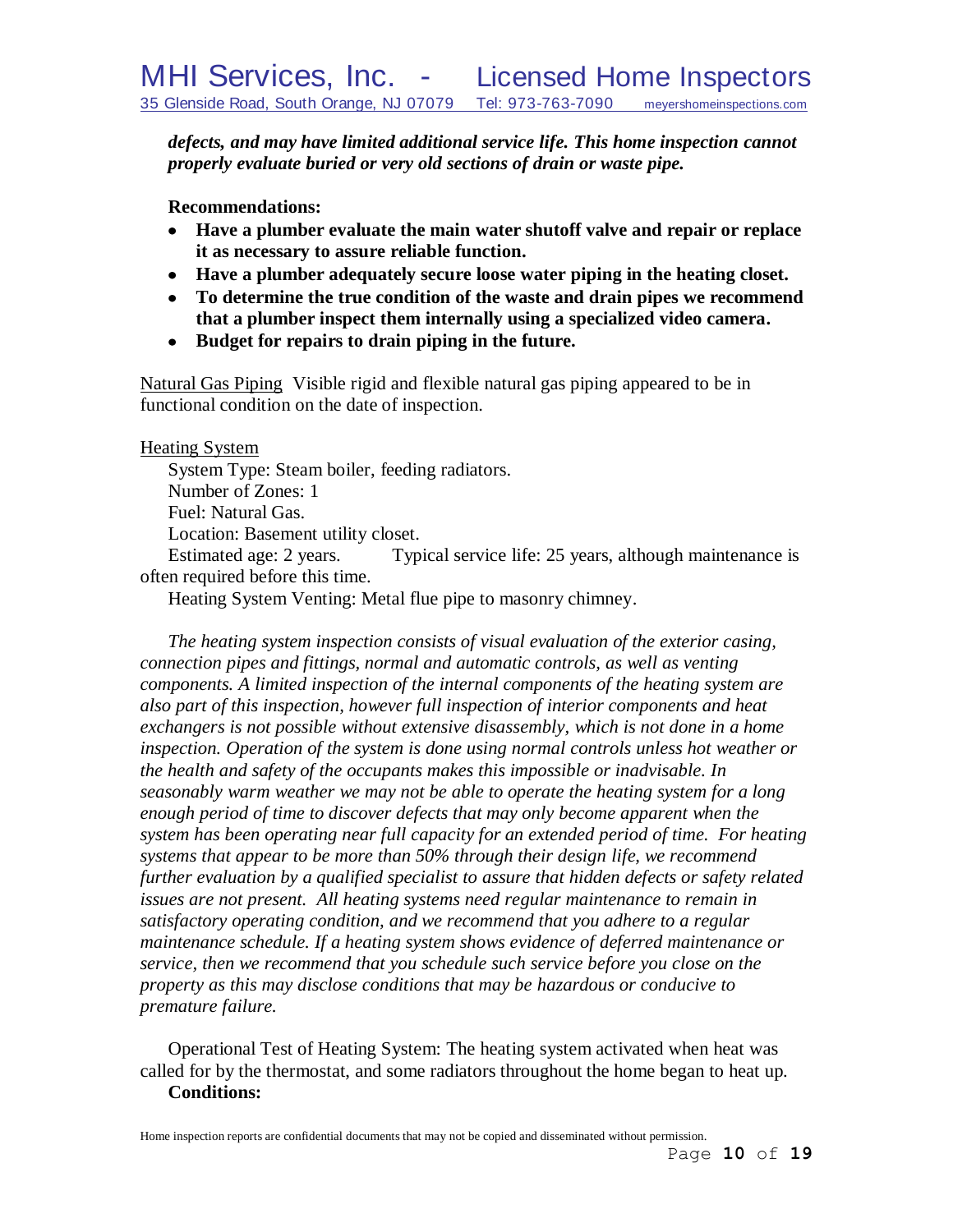***defects, and may have limited additional service life. This home inspection cannot properly evaluate buried or very old sections of drain or waste pipe.***

**Recommendations:**

- **Have a plumber evaluate the main water shutoff valve and repair or replace it as necessary to assure reliable function.**
- **Have a plumber adequately secure loose water piping in the heating closet.**
- **To determine the true condition of the waste and drain pipes we recommend that a plumber inspect them internally using a specialized video camera.**
- **Budget for repairs to drain piping in the future.**

<u>Natural Gas Piping</u> Visible rigid and flexible natural gas piping appeared to be in functional condition on the date of inspection.

<u>Heating System</u>

System Type: Steam boiler, feeding radiators.
Number of Zones: 1
Fuel: Natural Gas.
Location: Basement utility closet.
Estimated age: 2 years. Typical service life: 25 years, although maintenance is often required before this time.
Heating System Venting: Metal flue pipe to masonry chimney.

*The heating system inspection consists of visual evaluation of the exterior casing, connection pipes and fittings, normal and automatic controls, as well as venting components. A limited inspection of the internal components of the heating system are also part of this inspection, however full inspection of interior components and heat exchangers is not possible without extensive disassembly, which is not done in a home inspection. Operation of the system is done using normal controls unless hot weather or the health and safety of the occupants makes this impossible or inadvisable. In seasonably warm weather we may not be able to operate the heating system for a long enough period of time to discover defects that may only become apparent when the system has been operating near full capacity for an extended period of time. For heating systems that appear to be more than 50% through their design life, we recommend further evaluation by a qualified specialist to assure that hidden defects or safety related issues are not present. All heating systems need regular maintenance to remain in satisfactory operating condition, and we recommend that you adhere to a regular maintenance schedule. If a heating system shows evidence of deferred maintenance or service, then we recommend that you schedule such service before you close on the property as this may disclose conditions that may be hazardous or conducive to premature failure.*

Operational Test of Heating System: The heating system activated when heat was called for by the thermostat, and some radiators throughout the home began to heat up.

**Conditions:**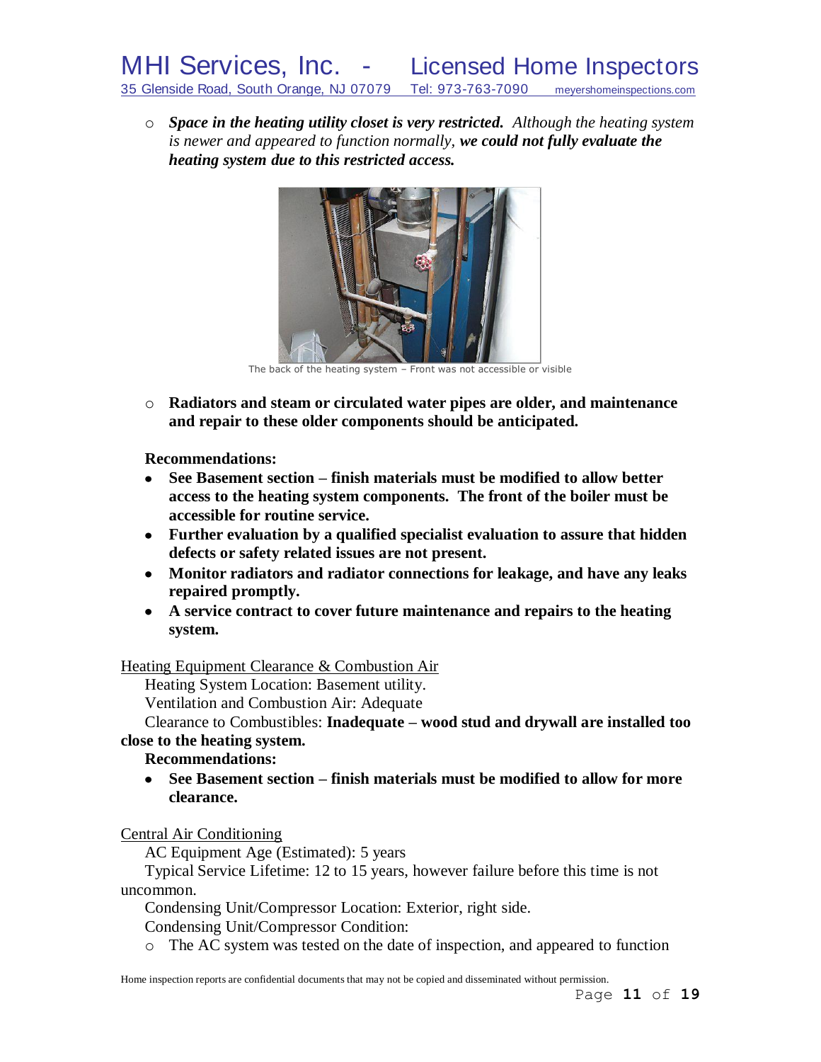- ***Space in the heating utility closet is very restricted.*** *Although the heating system is newer and appeared to function normally,* ***we could not fully evaluate the heating system due to this restricted access.***

The back of the heating system – Front was not accessible or visible

- **Radiators and steam or circulated water pipes are older, and maintenance and repair to these older components should be anticipated.**

**Recommendations:**

- **See Basement section – finish materials must be modified to allow better access to the heating system components. The front of the boiler must be accessible for routine service.**
- **Further evaluation by a qualified specialist evaluation to assure that hidden defects or safety related issues are not present.**
- **Monitor radiators and radiator connections for leakage, and have any leaks repaired promptly.**
- **A service contract to cover future maintenance and repairs to the heating system.**

Heating Equipment Clearance & Combustion Air

Heating System Location: Basement utility.

Ventilation and Combustion Air: Adequate

Clearance to Combustibles: **Inadequate – wood stud and drywall are installed too close to the heating system.**

**Recommendations:**

- **See Basement section – finish materials must be modified to allow for more clearance.**

Central Air Conditioning

AC Equipment Age (Estimated): 5 years

Typical Service Lifetime: 12 to 15 years, however failure before this time is not uncommon.

Condensing Unit/Compressor Location: Exterior, right side.

Condensing Unit/Compressor Condition:

- The AC system was tested on the date of inspection, and appeared to function

Home inspection reports are confidential documents that may not be copied and disseminated without permission.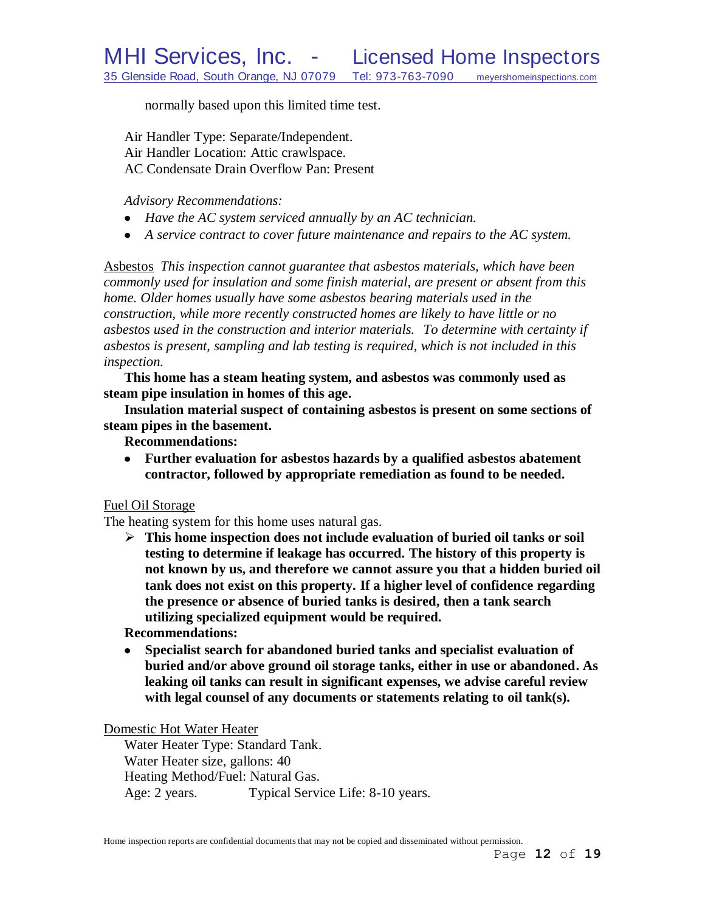normally based upon this limited time test.

Air Handler Type: Separate/Independent.
Air Handler Location: Attic crawlspace.
AC Condensate Drain Overflow Pan: Present

*Advisory Recommendations:*

- *Have the AC system serviced annually by an AC technician.*
- *A service contract to cover future maintenance and repairs to the AC system.*

<u>Asbestos</u> *This inspection cannot guarantee that asbestos materials, which have been commonly used for insulation and some finish material, are present or absent from this home. Older homes usually have some asbestos bearing materials used in the construction, while more recently constructed homes are likely to have little or no asbestos used in the construction and interior materials. To determine with certainty if asbestos is present, sampling and lab testing is required, which is not included in this inspection.*

**This home has a steam heating system, and asbestos was commonly used as steam pipe insulation in homes of this age.**

**Insulation material suspect of containing asbestos is present on some sections of steam pipes in the basement.**

**Recommendations:**

- **Further evaluation for asbestos hazards by a qualified asbestos abatement contractor, followed by appropriate remediation as found to be needed.**

<u>Fuel Oil Storage</u>

The heating system for this home uses natural gas.

- **This home inspection does not include evaluation of buried oil tanks or soil testing to determine if leakage has occurred. The history of this property is not known by us, and therefore we cannot assure you that a hidden buried oil tank does not exist on this property. If a higher level of confidence regarding the presence or absence of buried tanks is desired, then a tank search utilizing specialized equipment would be required.**

**Recommendations:**

- **Specialist search for abandoned buried tanks and specialist evaluation of buried and/or above ground oil storage tanks, either in use or abandoned. As leaking oil tanks can result in significant expenses, we advise careful review with legal counsel of any documents or statements relating to oil tank(s).**

<u>Domestic Hot Water Heater</u>

Water Heater Type: Standard Tank.
Water Heater size, gallons: 40
Heating Method/Fuel: Natural Gas.
Age: 2 years. Typical Service Life: 8-10 years.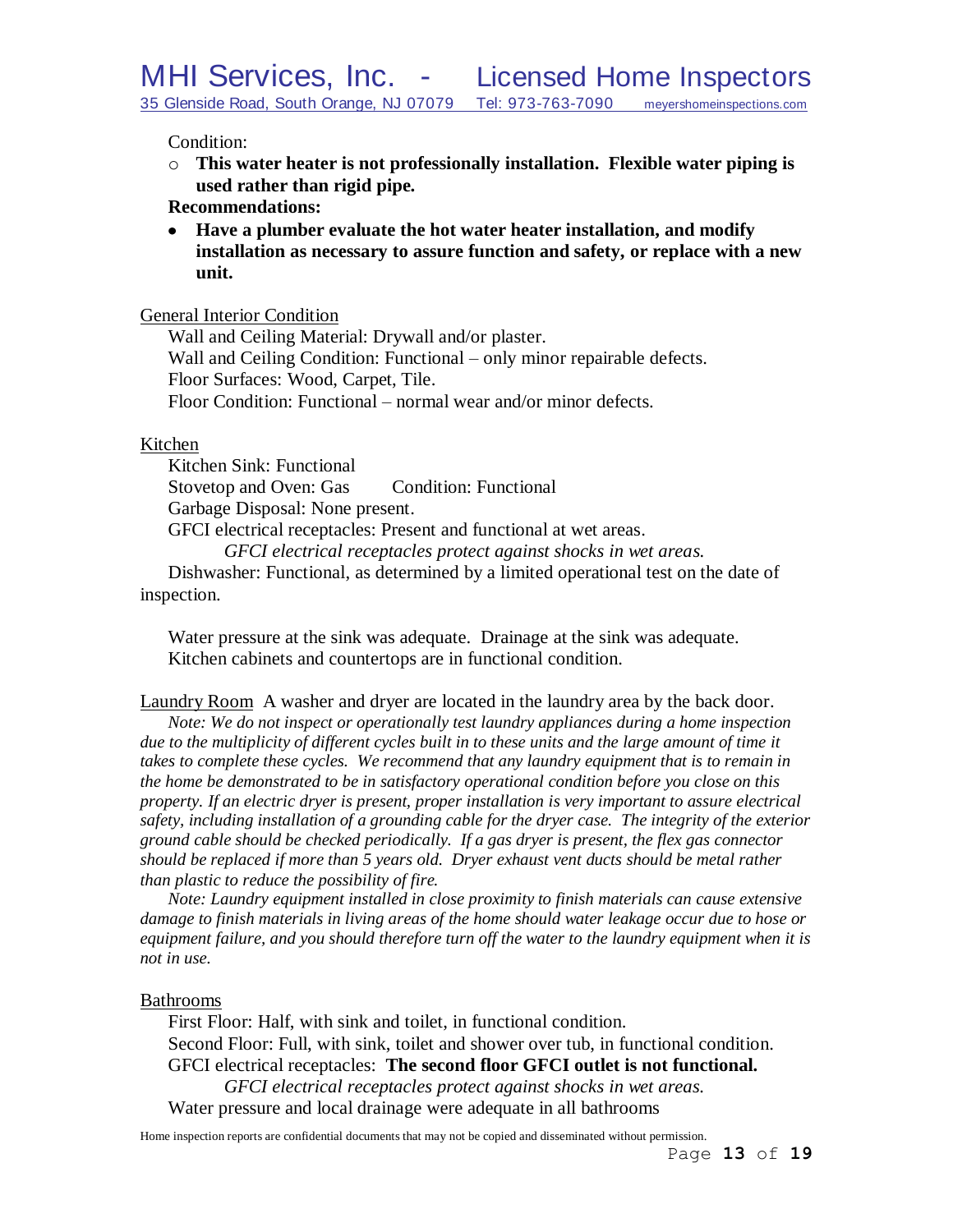Condition:

- **This water heater is not professionally installation. Flexible water piping is used rather than rigid pipe.**

**Recommendations:**

- **Have a plumber evaluate the hot water heater installation, and modify installation as necessary to assure function and safety, or replace with a new unit.**

General Interior Condition

Wall and Ceiling Material: Drywall and/or plaster.
Wall and Ceiling Condition: Functional – only minor repairable defects.
Floor Surfaces: Wood, Carpet, Tile.
Floor Condition: Functional – normal wear and/or minor defects.

Kitchen

Kitchen Sink: Functional
Stovetop and Oven: Gas     Condition: Functional
Garbage Disposal: None present.
GFCI electrical receptacles: Present and functional at wet areas.
*GFCI electrical receptacles protect against shocks in wet areas.*
Dishwasher: Functional, as determined by a limited operational test on the date of inspection.

Water pressure at the sink was adequate. Drainage at the sink was adequate.
Kitchen cabinets and countertops are in functional condition.

Laundry Room A washer and dryer are located in the laundry area by the back door.

*Note: We do not inspect or operationally test laundry appliances during a home inspection due to the multiplicity of different cycles built in to these units and the large amount of time it takes to complete these cycles. We recommend that any laundry equipment that is to remain in the home be demonstrated to be in satisfactory operational condition before you close on this property. If an electric dryer is present, proper installation is very important to assure electrical safety, including installation of a grounding cable for the dryer case. The integrity of the exterior ground cable should be checked periodically. If a gas dryer is present, the flex gas connector should be replaced if more than 5 years old. Dryer exhaust vent ducts should be metal rather than plastic to reduce the possibility of fire.*

*Note: Laundry equipment installed in close proximity to finish materials can cause extensive damage to finish materials in living areas of the home should water leakage occur due to hose or equipment failure, and you should therefore turn off the water to the laundry equipment when it is not in use.*

Bathrooms

First Floor: Half, with sink and toilet, in functional condition.
Second Floor: Full, with sink, toilet and shower over tub, in functional condition.
GFCI electrical receptacles: **The second floor GFCI outlet is not functional.**
*GFCI electrical receptacles protect against shocks in wet areas.*
Water pressure and local drainage were adequate in all bathrooms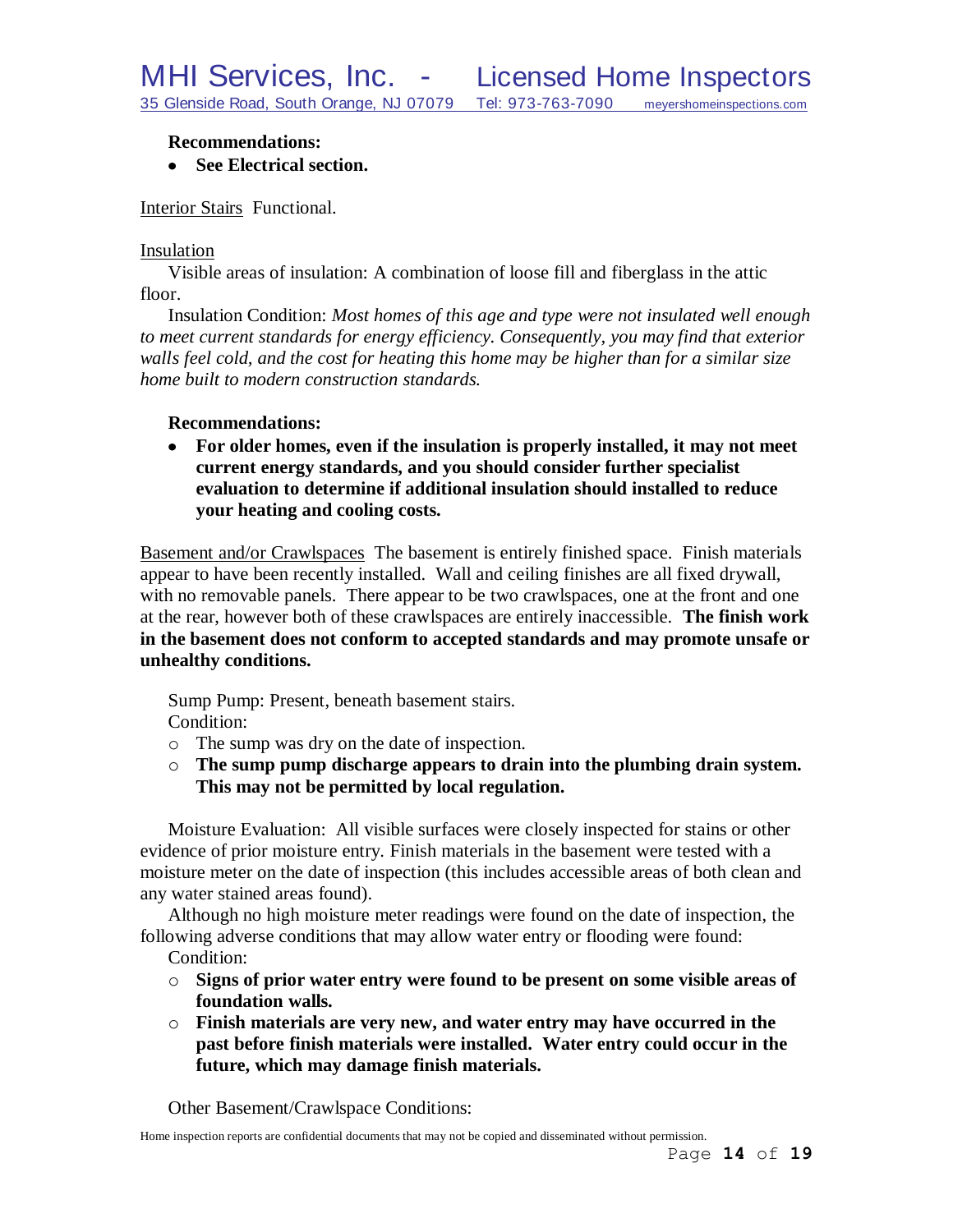**Recommendations:**

- **See Electrical section.**

Interior Stairs Functional.

Insulation

Visible areas of insulation: A combination of loose fill and fiberglass in the attic floor.

Insulation Condition: *Most homes of this age and type were not insulated well enough to meet current standards for energy efficiency. Consequently, you may find that exterior walls feel cold, and the cost for heating this home may be higher than for a similar size home built to modern construction standards.*

**Recommendations:**

- **For older homes, even if the insulation is properly installed, it may not meet current energy standards, and you should consider further specialist evaluation to determine if additional insulation should installed to reduce your heating and cooling costs.**

Basement and/or Crawlspaces The basement is entirely finished space. Finish materials appear to have been recently installed. Wall and ceiling finishes are all fixed drywall, with no removable panels. There appear to be two crawlspaces, one at the front and one at the rear, however both of these crawlspaces are entirely inaccessible. **The finish work in the basement does not conform to accepted standards and may promote unsafe or unhealthy conditions.**

Sump Pump: Present, beneath basement stairs.

Condition:

- The sump was dry on the date of inspection.
- **The sump pump discharge appears to drain into the plumbing drain system. This may not be permitted by local regulation.**

Moisture Evaluation: All visible surfaces were closely inspected for stains or other evidence of prior moisture entry. Finish materials in the basement were tested with a moisture meter on the date of inspection (this includes accessible areas of both clean and any water stained areas found).

Although no high moisture meter readings were found on the date of inspection, the following adverse conditions that may allow water entry or flooding were found:

Condition:

- **Signs of prior water entry were found to be present on some visible areas of foundation walls.**
- **Finish materials are very new, and water entry may have occurred in the past before finish materials were installed. Water entry could occur in the future, which may damage finish materials.**

Other Basement/Crawlspace Conditions: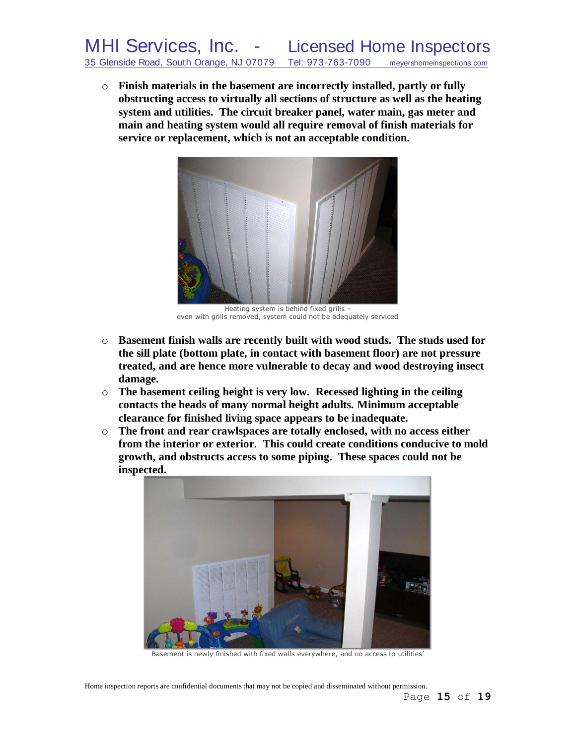- **Finish materials in the basement are incorrectly installed, partly or fully obstructing access to virtually all sections of structure as well as the heating system and utilities. The circuit breaker panel, water main, gas meter and main and heating system would all require removal of finish materials for service or replacement, which is not an acceptable condition.**

Heating system is behind fixed grills – even with grills removed, system could not be adequately serviced

- **Basement finish walls are recently built with wood studs. The studs used for the sill plate (bottom plate, in contact with basement floor) are not pressure treated, and are hence more vulnerable to decay and wood destroying insect damage.**
- **The basement ceiling height is very low. Recessed lighting in the ceiling contacts the heads of many normal height adults. Minimum acceptable clearance for finished living space appears to be inadequate.**
- **The front and rear crawlspaces are totally enclosed, with no access either from the interior or exterior. This could create conditions conducive to mold growth, and obstructs access to some piping. These spaces could not be inspected.**

Basement is newly finished with fixed walls everywhere, and no access to utilities'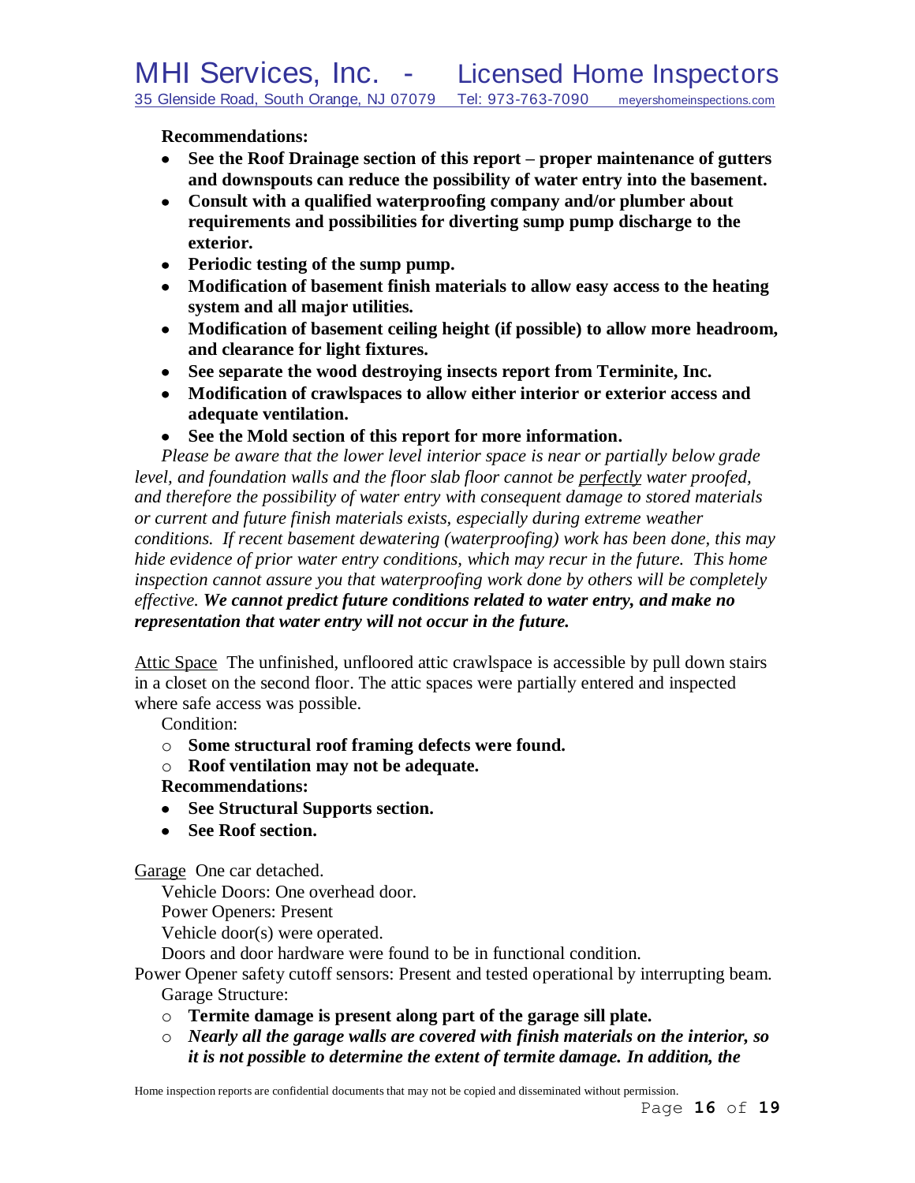**Recommendations:**

- **See the Roof Drainage section of this report – proper maintenance of gutters and downspouts can reduce the possibility of water entry into the basement.**
- **Consult with a qualified waterproofing company and/or plumber about requirements and possibilities for diverting sump pump discharge to the exterior.**
- **Periodic testing of the sump pump.**
- **Modification of basement finish materials to allow easy access to the heating system and all major utilities.**
- **Modification of basement ceiling height (if possible) to allow more headroom, and clearance for light fixtures.**
- **See separate the wood destroying insects report from Terminite, Inc.**
- **Modification of crawlspaces to allow either interior or exterior access and adequate ventilation.**
- **See the Mold section of this report for more information.**

*Please be aware that the lower level interior space is near or partially below grade level, and foundation walls and the floor slab floor cannot be perfectly water proofed, and therefore the possibility of water entry with consequent damage to stored materials or current and future finish materials exists, especially during extreme weather conditions. If recent basement dewatering (waterproofing) work has been done, this may hide evidence of prior water entry conditions, which may recur in the future. This home inspection cannot assure you that waterproofing work done by others will be completely effective.* ***We cannot predict future conditions related to water entry, and make no representation that water entry will not occur in the future.***

Attic Space The unfinished, unfloored attic crawlspace is accessible by pull down stairs in a closet on the second floor. The attic spaces were partially entered and inspected where safe access was possible.

Condition:

- **Some structural roof framing defects were found.**
- **Roof ventilation may not be adequate.**

**Recommendations:**

- **See Structural Supports section.**
- **See Roof section.**

Garage One car detached.

Vehicle Doors: One overhead door.

Power Openers: Present

Vehicle door(s) were operated.

Doors and door hardware were found to be in functional condition.

Power Opener safety cutoff sensors: Present and tested operational by interrupting beam.

Garage Structure:

- **Termite damage is present along part of the garage sill plate.**
- ***Nearly all the garage walls are covered with finish materials on the interior, so it is not possible to determine the extent of termite damage. In addition, the***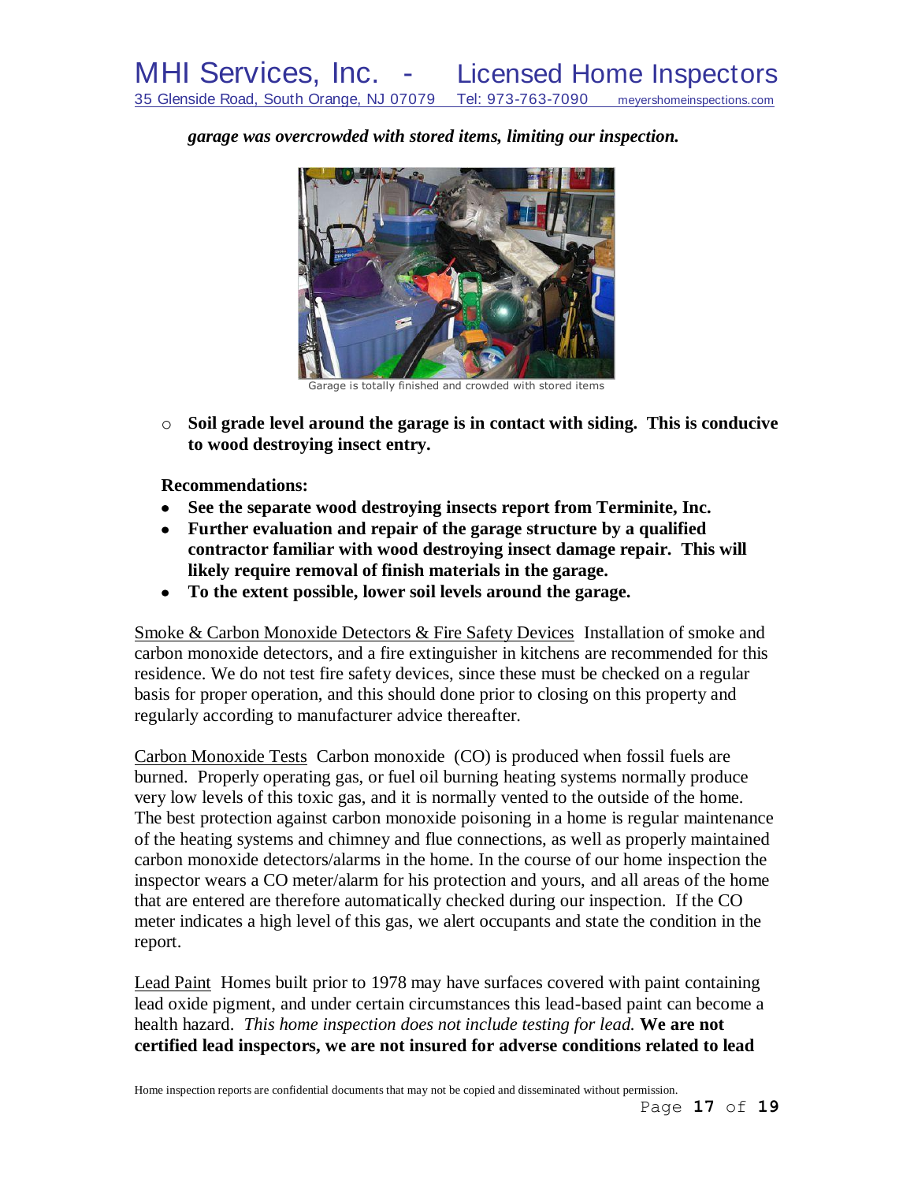***garage was overcrowded with stored items, limiting our inspection.***

Garage is totally finished and crowded with stored items

- **Soil grade level around the garage is in contact with siding. This is conducive to wood destroying insect entry.**

**Recommendations:**

- **See the separate wood destroying insects report from Terminite, Inc.**
- **Further evaluation and repair of the garage structure by a qualified contractor familiar with wood destroying insect damage repair. This will likely require removal of finish materials in the garage.**
- **To the extent possible, lower soil levels around the garage.**

Smoke & Carbon Monoxide Detectors & Fire Safety Devices Installation of smoke and carbon monoxide detectors, and a fire extinguisher in kitchens are recommended for this residence. We do not test fire safety devices, since these must be checked on a regular basis for proper operation, and this should done prior to closing on this property and regularly according to manufacturer advice thereafter.

Carbon Monoxide Tests Carbon monoxide (CO) is produced when fossil fuels are burned. Properly operating gas, or fuel oil burning heating systems normally produce very low levels of this toxic gas, and it is normally vented to the outside of the home. The best protection against carbon monoxide poisoning in a home is regular maintenance of the heating systems and chimney and flue connections, as well as properly maintained carbon monoxide detectors/alarms in the home. In the course of our home inspection the inspector wears a CO meter/alarm for his protection and yours, and all areas of the home that are entered are therefore automatically checked during our inspection. If the CO meter indicates a high level of this gas, we alert occupants and state the condition in the report.

Lead Paint Homes built prior to 1978 may have surfaces covered with paint containing lead oxide pigment, and under certain circumstances this lead-based paint can become a health hazard. *This home inspection does not include testing for lead.* **We are not certified lead inspectors, we are not insured for adverse conditions related to lead**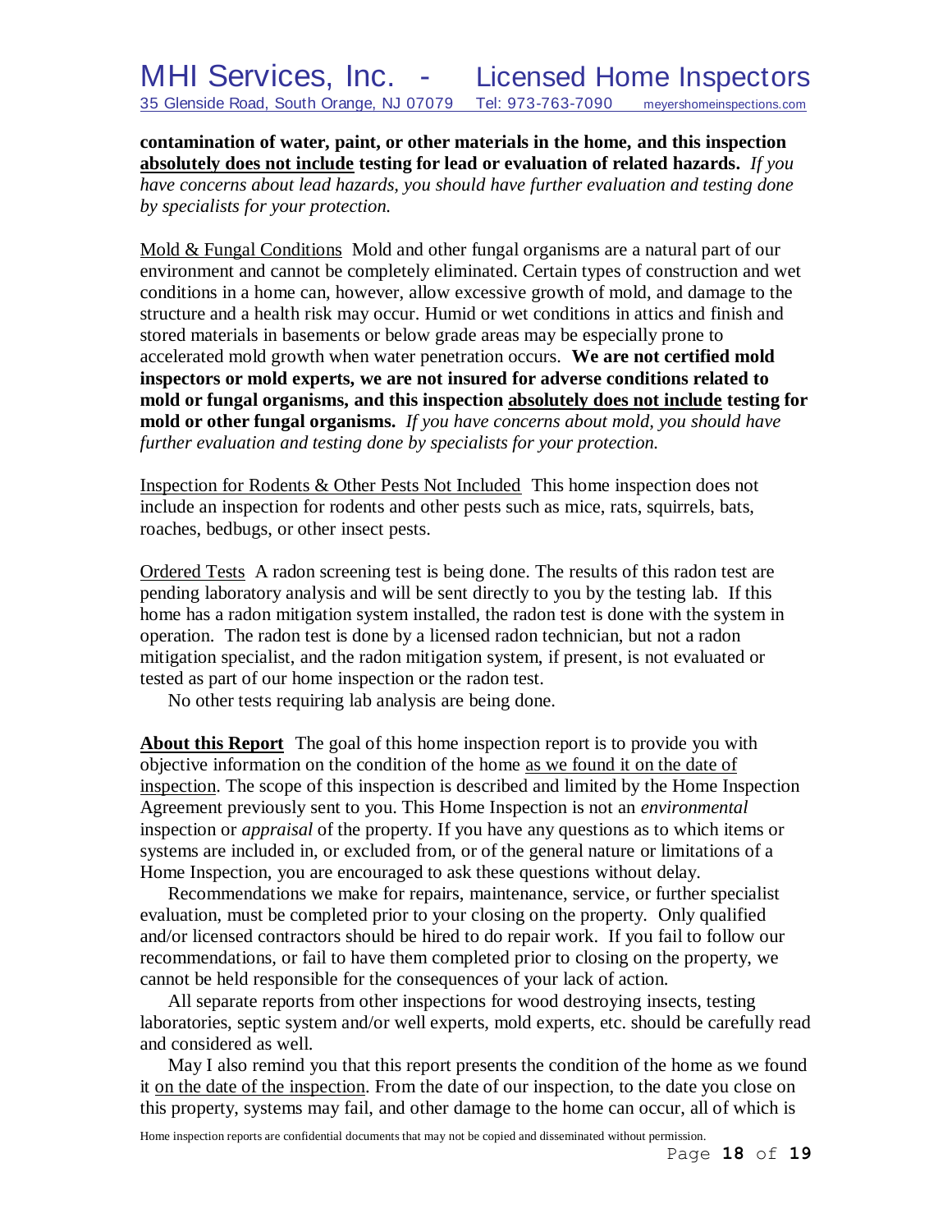**contamination of water, paint, or other materials in the home, and this inspection absolutely does not include testing for lead or evaluation of related hazards.** *If you have concerns about lead hazards, you should have further evaluation and testing done by specialists for your protection.*

Mold & Fungal Conditions Mold and other fungal organisms are a natural part of our environment and cannot be completely eliminated. Certain types of construction and wet conditions in a home can, however, allow excessive growth of mold, and damage to the structure and a health risk may occur. Humid or wet conditions in attics and finish and stored materials in basements or below grade areas may be especially prone to accelerated mold growth when water penetration occurs. **We are not certified mold inspectors or mold experts, we are not insured for adverse conditions related to mold or fungal organisms, and this inspection absolutely does not include testing for mold or other fungal organisms.** *If you have concerns about mold, you should have further evaluation and testing done by specialists for your protection.*

Inspection for Rodents & Other Pests Not Included This home inspection does not include an inspection for rodents and other pests such as mice, rats, squirrels, bats, roaches, bedbugs, or other insect pests.

Ordered Tests A radon screening test is being done. The results of this radon test are pending laboratory analysis and will be sent directly to you by the testing lab. If this home has a radon mitigation system installed, the radon test is done with the system in operation. The radon test is done by a licensed radon technician, but not a radon mitigation specialist, and the radon mitigation system, if present, is not evaluated or tested as part of our home inspection or the radon test.

No other tests requiring lab analysis are being done.

**About this Report** The goal of this home inspection report is to provide you with objective information on the condition of the home as we found it on the date of inspection. The scope of this inspection is described and limited by the Home Inspection Agreement previously sent to you. This Home Inspection is not an *environmental* inspection or *appraisal* of the property. If you have any questions as to which items or systems are included in, or excluded from, or of the general nature or limitations of a Home Inspection, you are encouraged to ask these questions without delay.

Recommendations we make for repairs, maintenance, service, or further specialist evaluation, must be completed prior to your closing on the property. Only qualified and/or licensed contractors should be hired to do repair work. If you fail to follow our recommendations, or fail to have them completed prior to closing on the property, we cannot be held responsible for the consequences of your lack of action.

All separate reports from other inspections for wood destroying insects, testing laboratories, septic system and/or well experts, mold experts, etc. should be carefully read and considered as well.

May I also remind you that this report presents the condition of the home as we found it on the date of the inspection. From the date of our inspection, to the date you close on this property, systems may fail, and other damage to the home can occur, all of which is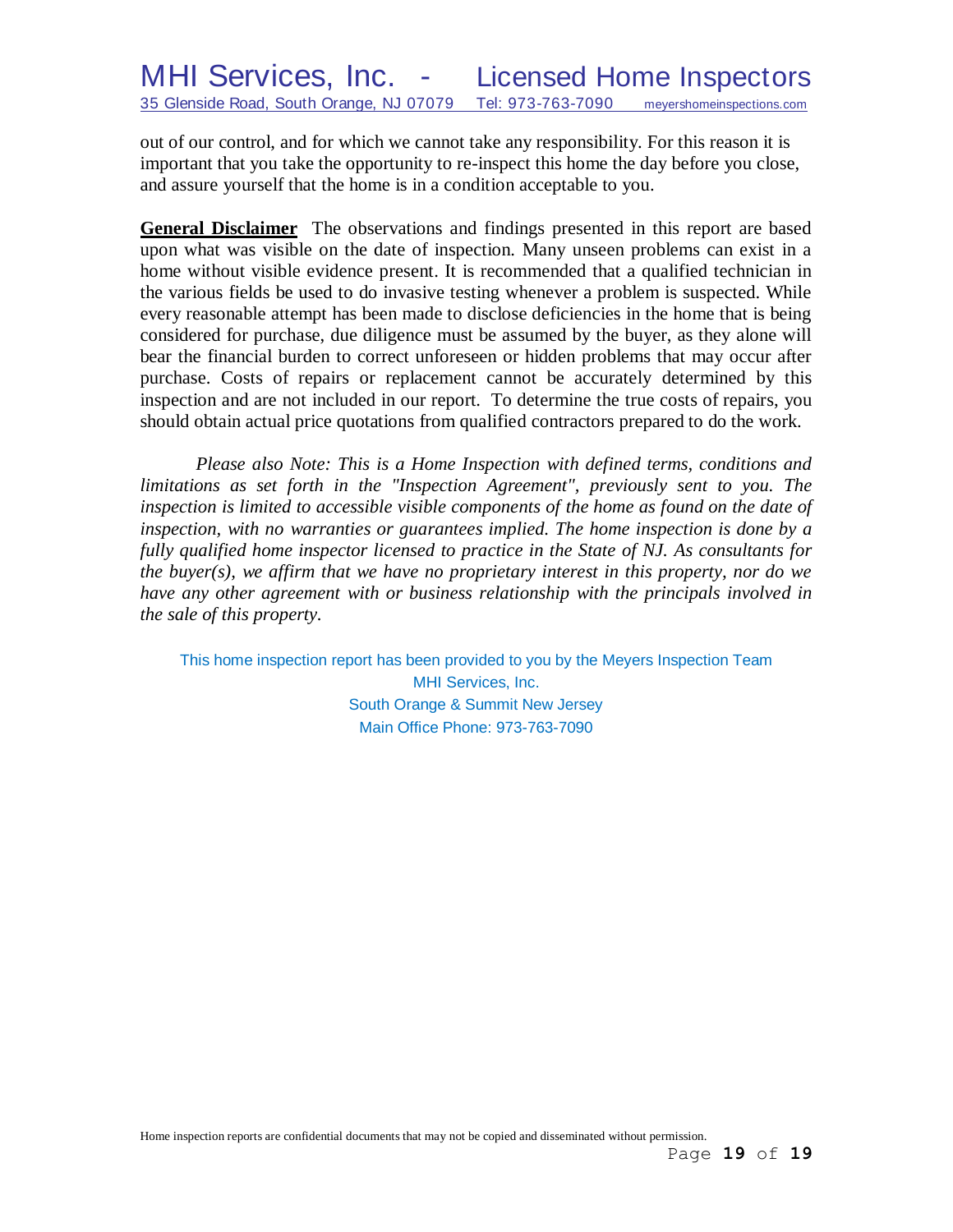out of our control, and for which we cannot take any responsibility. For this reason it is important that you take the opportunity to re-inspect this home the day before you close, and assure yourself that the home is in a condition acceptable to you.

**General Disclaimer** The observations and findings presented in this report are based upon what was visible on the date of inspection. Many unseen problems can exist in a home without visible evidence present. It is recommended that a qualified technician in the various fields be used to do invasive testing whenever a problem is suspected. While every reasonable attempt has been made to disclose deficiencies in the home that is being considered for purchase, due diligence must be assumed by the buyer, as they alone will bear the financial burden to correct unforeseen or hidden problems that may occur after purchase. Costs of repairs or replacement cannot be accurately determined by this inspection and are not included in our report. To determine the true costs of repairs, you should obtain actual price quotations from qualified contractors prepared to do the work.

*Please also Note: This is a Home Inspection with defined terms, conditions and limitations as set forth in the "Inspection Agreement", previously sent to you. The inspection is limited to accessible visible components of the home as found on the date of inspection, with no warranties or guarantees implied. The home inspection is done by a fully qualified home inspector licensed to practice in the State of NJ. As consultants for the buyer(s), we affirm that we have no proprietary interest in this property, nor do we have any other agreement with or business relationship with the principals involved in the sale of this property.*

This home inspection report has been provided to you by the Meyers Inspection Team
MHI Services, Inc.
South Orange & Summit New Jersey
Main Office Phone: 973-763-7090

Home inspection reports are confidential documents that may not be copied and disseminated without permission.